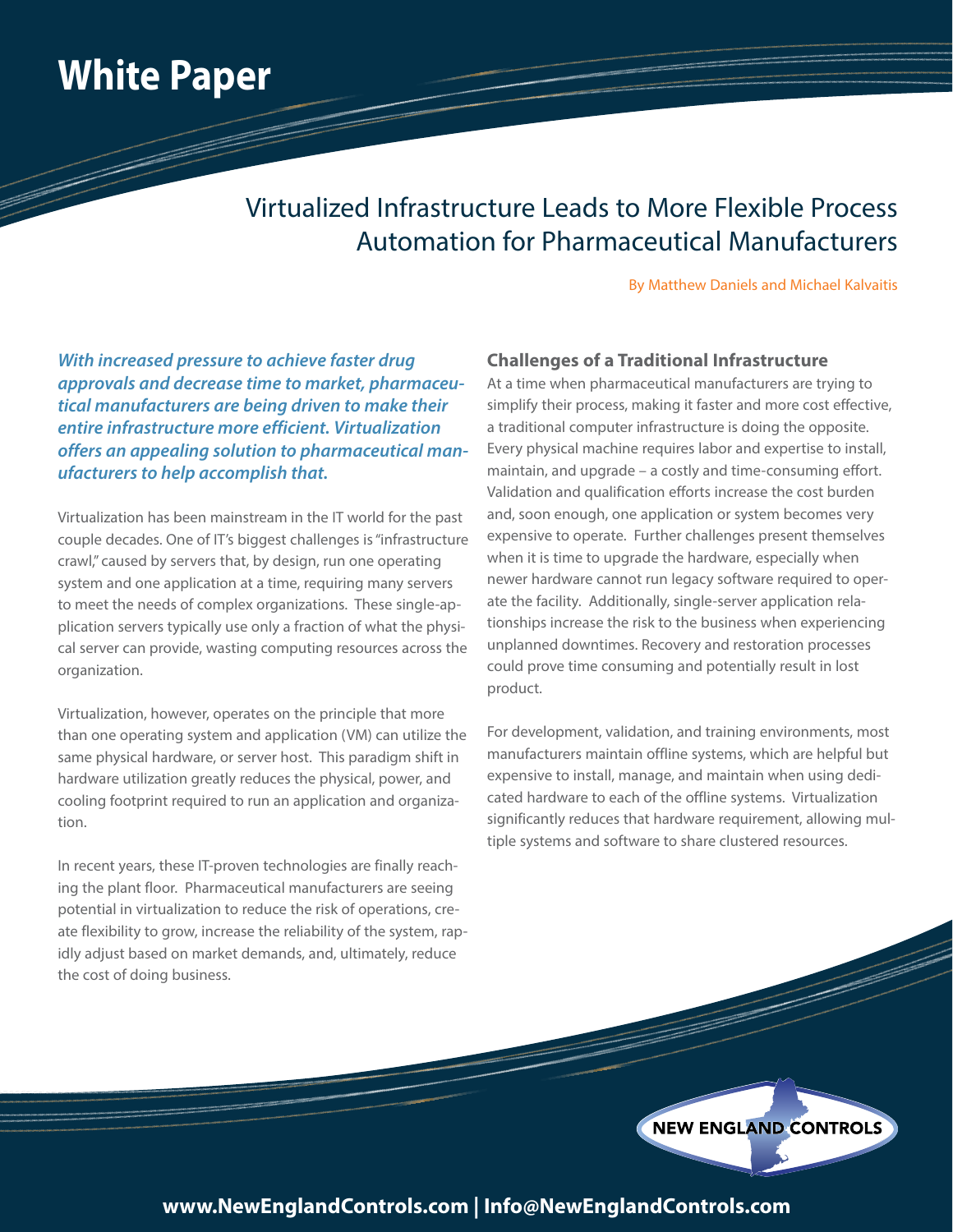# White Paper

## Virtualized Infrastructure Leads to More Flexible Process Automation for Pharmaceutical Manufacturers

By Matthew Daniels and Michael Kalvaitis

***With increased pressure to achieve faster drug approvals and decrease time to market, pharmaceutical manufacturers are being driven to make their entire infrastructure more efficient. Virtualization offers an appealing solution to pharmaceutical manufacturers to help accomplish that.***

Virtualization has been mainstream in the IT world for the past couple decades. One of IT's biggest challenges is "infrastructure crawl," caused by servers that, by design, run one operating system and one application at a time, requiring many servers to meet the needs of complex organizations. These single-application servers typically use only a fraction of what the physical server can provide, wasting computing resources across the organization.

Virtualization, however, operates on the principle that more than one operating system and application (VM) can utilize the same physical hardware, or server host. This paradigm shift in hardware utilization greatly reduces the physical, power, and cooling footprint required to run an application and organization.

In recent years, these IT-proven technologies are finally reaching the plant floor. Pharmaceutical manufacturers are seeing potential in virtualization to reduce the risk of operations, create flexibility to grow, increase the reliability of the system, rapidly adjust based on market demands, and, ultimately, reduce the cost of doing business.

### Challenges of a Traditional Infrastructure

At a time when pharmaceutical manufacturers are trying to simplify their process, making it faster and more cost effective, a traditional computer infrastructure is doing the opposite. Every physical machine requires labor and expertise to install, maintain, and upgrade – a costly and time-consuming effort. Validation and qualification efforts increase the cost burden and, soon enough, one application or system becomes very expensive to operate. Further challenges present themselves when it is time to upgrade the hardware, especially when newer hardware cannot run legacy software required to operate the facility. Additionally, single-server application relationships increase the risk to the business when experiencing unplanned downtimes. Recovery and restoration processes could prove time consuming and potentially result in lost product.

For development, validation, and training environments, most manufacturers maintain offline systems, which are helpful but expensive to install, manage, and maintain when using dedicated hardware to each of the offline systems. Virtualization significantly reduces that hardware requirement, allowing multiple systems and software to share clustered resources.

NEW ENGLAND CONTROLS

www.NewEnglandControls.com | Info@NewEnglandControls.com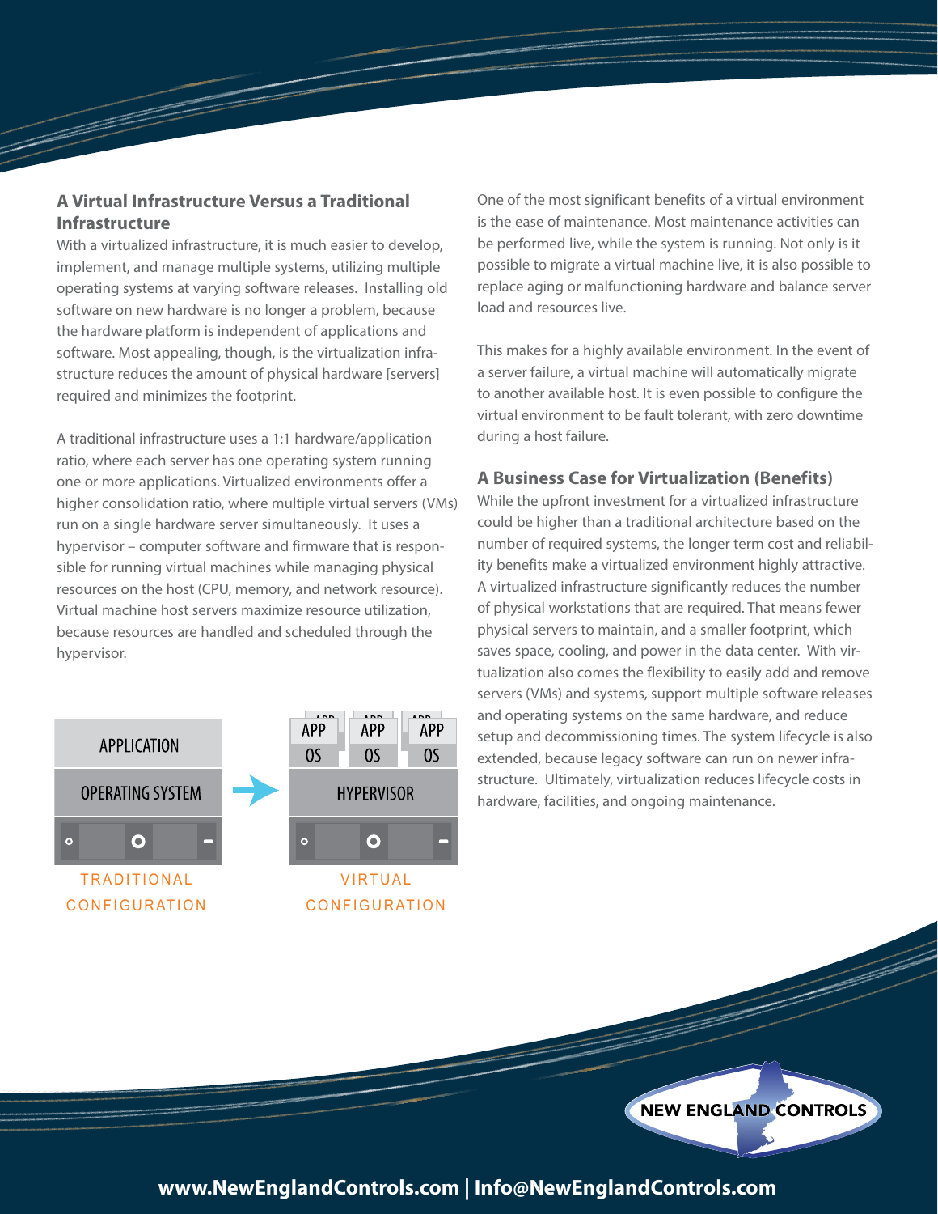## A Virtual Infrastructure Versus a Traditional Infrastructure

With a virtualized infrastructure, it is much easier to develop, implement, and manage multiple systems, utilizing multiple operating systems at varying software releases. Installing old software on new hardware is no longer a problem, because the hardware platform is independent of applications and software. Most appealing, though, is the virtualization infrastructure reduces the amount of physical hardware [servers] required and minimizes the footprint.

A traditional infrastructure uses a 1:1 hardware/application ratio, where each server has one operating system running one or more applications. Virtualized environments offer a higher consolidation ratio, where multiple virtual servers (VMs) run on a single hardware server simultaneously. It uses a hypervisor – computer software and firmware that is responsible for running virtual machines while managing physical resources on the host (CPU, memory, and network resource). Virtual machine host servers maximize resource utilization, because resources are handled and scheduled through the hypervisor.

APPLICATION

OPERATING SYSTEM

TRADITIONAL CONFIGURATION

APP OS | APP OS | APP OS

HYPERVISOR

VIRTUAL CONFIGURATION

One of the most significant benefits of a virtual environment is the ease of maintenance. Most maintenance activities can be performed live, while the system is running. Not only is it possible to migrate a virtual machine live, it is also possible to replace aging or malfunctioning hardware and balance server load and resources live.

This makes for a highly available environment. In the event of a server failure, a virtual machine will automatically migrate to another available host. It is even possible to configure the virtual environment to be fault tolerant, with zero downtime during a host failure.

## A Business Case for Virtualization (Benefits)

While the upfront investment for a virtualized infrastructure could be higher than a traditional architecture based on the number of required systems, the longer term cost and reliability benefits make a virtualized environment highly attractive. A virtualized infrastructure significantly reduces the number of physical workstations that are required. That means fewer physical servers to maintain, and a smaller footprint, which saves space, cooling, and power in the data center. With virtualization also comes the flexibility to easily add and remove servers (VMs) and systems, support multiple software releases and operating systems on the same hardware, and reduce setup and decommissioning times. The system lifecycle is also extended, because legacy software can run on newer infrastructure. Ultimately, virtualization reduces lifecycle costs in hardware, facilities, and ongoing maintenance.

NEW ENGLAND CONTROLS

**www.NewEnglandControls.com | Info@NewEnglandControls.com**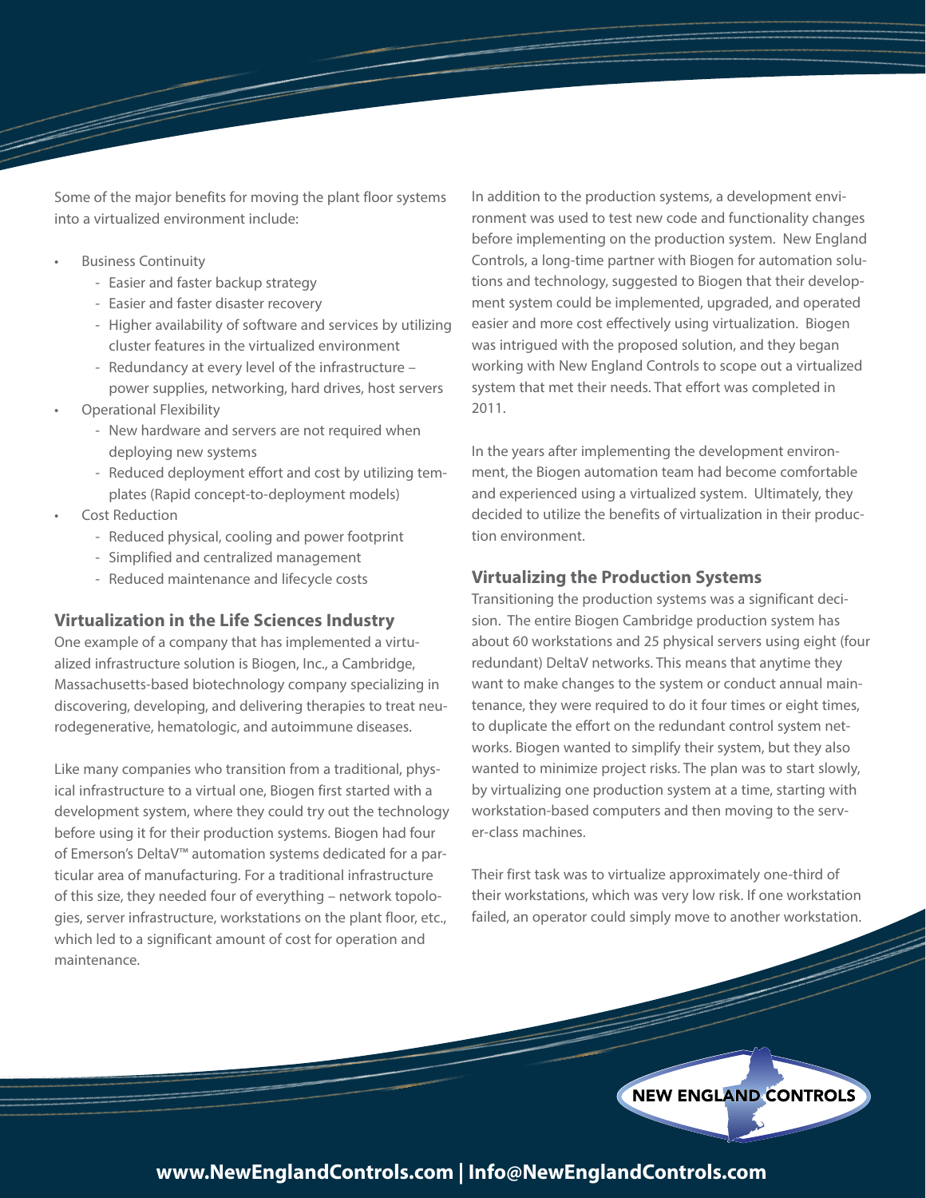Some of the major benefits for moving the plant floor systems into a virtualized environment include:

- Business Continuity
  - Easier and faster backup strategy
  - Easier and faster disaster recovery
  - Higher availability of software and services by utilizing cluster features in the virtualized environment
  - Redundancy at every level of the infrastructure – power supplies, networking, hard drives, host servers
- Operational Flexibility
  - New hardware and servers are not required when deploying new systems
  - Reduced deployment effort and cost by utilizing templates (Rapid concept-to-deployment models)
- Cost Reduction
  - Reduced physical, cooling and power footprint
  - Simplified and centralized management
  - Reduced maintenance and lifecycle costs

## Virtualization in the Life Sciences Industry

One example of a company that has implemented a virtualized infrastructure solution is Biogen, Inc., a Cambridge, Massachusetts-based biotechnology company specializing in discovering, developing, and delivering therapies to treat neurodegenerative, hematologic, and autoimmune diseases.

Like many companies who transition from a traditional, physical infrastructure to a virtual one, Biogen first started with a development system, where they could try out the technology before using it for their production systems. Biogen had four of Emerson's DeltaV™ automation systems dedicated for a particular area of manufacturing. For a traditional infrastructure of this size, they needed four of everything – network topologies, server infrastructure, workstations on the plant floor, etc., which led to a significant amount of cost for operation and maintenance.

In addition to the production systems, a development environment was used to test new code and functionality changes before implementing on the production system. New England Controls, a long-time partner with Biogen for automation solutions and technology, suggested to Biogen that their development system could be implemented, upgraded, and operated easier and more cost effectively using virtualization. Biogen was intrigued with the proposed solution, and they began working with New England Controls to scope out a virtualized system that met their needs. That effort was completed in 2011.

In the years after implementing the development environment, the Biogen automation team had become comfortable and experienced using a virtualized system. Ultimately, they decided to utilize the benefits of virtualization in their production environment.

## Virtualizing the Production Systems

Transitioning the production systems was a significant decision. The entire Biogen Cambridge production system has about 60 workstations and 25 physical servers using eight (four redundant) DeltaV networks. This means that anytime they want to make changes to the system or conduct annual maintenance, they were required to do it four times or eight times, to duplicate the effort on the redundant control system networks. Biogen wanted to simplify their system, but they also wanted to minimize project risks. The plan was to start slowly, by virtualizing one production system at a time, starting with workstation-based computers and then moving to the server-class machines.

Their first task was to virtualize approximately one-third of their workstations, which was very low risk. If one workstation failed, an operator could simply move to another workstation.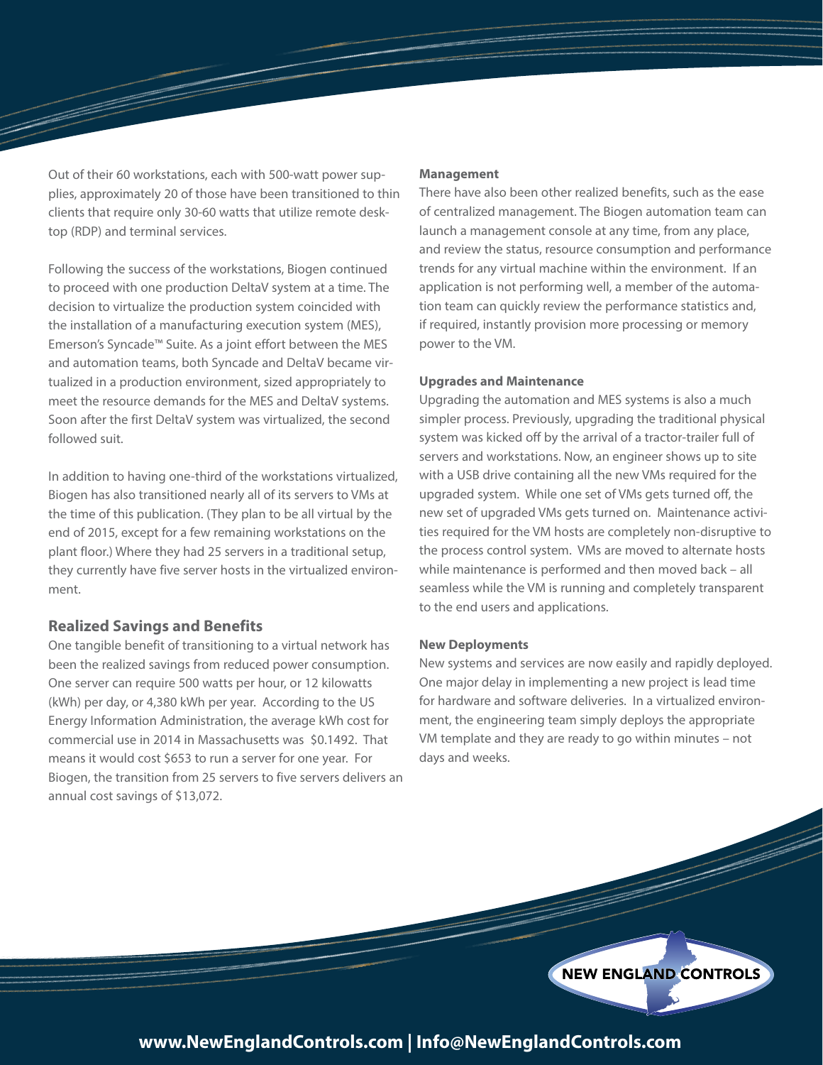Out of their 60 workstations, each with 500-watt power supplies, approximately 20 of those have been transitioned to thin clients that require only 30-60 watts that utilize remote desktop (RDP) and terminal services.

Following the success of the workstations, Biogen continued to proceed with one production DeltaV system at a time. The decision to virtualize the production system coincided with the installation of a manufacturing execution system (MES), Emerson's Syncade™ Suite. As a joint effort between the MES and automation teams, both Syncade and DeltaV became virtualized in a production environment, sized appropriately to meet the resource demands for the MES and DeltaV systems. Soon after the first DeltaV system was virtualized, the second followed suit.

In addition to having one-third of the workstations virtualized, Biogen has also transitioned nearly all of its servers to VMs at the time of this publication. (They plan to be all virtual by the end of 2015, except for a few remaining workstations on the plant floor.) Where they had 25 servers in a traditional setup, they currently have five server hosts in the virtualized environment.

## Realized Savings and Benefits

One tangible benefit of transitioning to a virtual network has been the realized savings from reduced power consumption. One server can require 500 watts per hour, or 12 kilowatts (kWh) per day, or 4,380 kWh per year. According to the US Energy Information Administration, the average kWh cost for commercial use in 2014 in Massachusetts was $0.1492. That means it would cost $653 to run a server for one year. For Biogen, the transition from 25 servers to five servers delivers an annual cost savings of $13,072.

#### Management

There have also been other realized benefits, such as the ease of centralized management. The Biogen automation team can launch a management console at any time, from any place, and review the status, resource consumption and performance trends for any virtual machine within the environment. If an application is not performing well, a member of the automation team can quickly review the performance statistics and, if required, instantly provision more processing or memory power to the VM.

#### Upgrades and Maintenance

Upgrading the automation and MES systems is also a much simpler process. Previously, upgrading the traditional physical system was kicked off by the arrival of a tractor-trailer full of servers and workstations. Now, an engineer shows up to site with a USB drive containing all the new VMs required for the upgraded system. While one set of VMs gets turned off, the new set of upgraded VMs gets turned on. Maintenance activities required for the VM hosts are completely non-disruptive to the process control system. VMs are moved to alternate hosts while maintenance is performed and then moved back – all seamless while the VM is running and completely transparent to the end users and applications.

#### New Deployments

New systems and services are now easily and rapidly deployed. One major delay in implementing a new project is lead time for hardware and software deliveries. In a virtualized environment, the engineering team simply deploys the appropriate VM template and they are ready to go within minutes – not days and weeks.

NEW ENGLAND CONTROLS

www.NewEnglandControls.com | Info@NewEnglandControls.com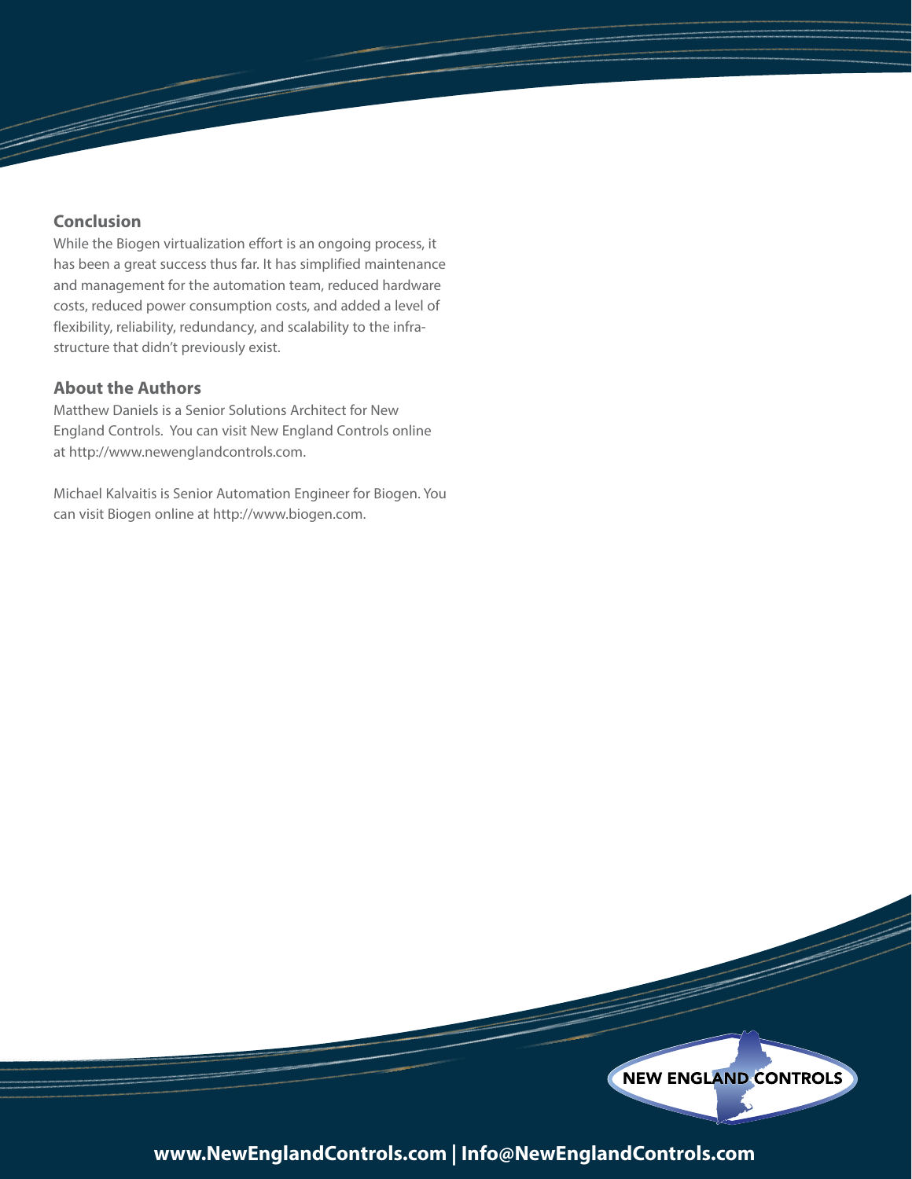## Conclusion

While the Biogen virtualization effort is an ongoing process, it has been a great success thus far. It has simplified maintenance and management for the automation team, reduced hardware costs, reduced power consumption costs, and added a level of flexibility, reliability, redundancy, and scalability to the infrastructure that didn't previously exist.

## About the Authors

Matthew Daniels is a Senior Solutions Architect for New England Controls. You can visit New England Controls online at http://www.newenglandcontrols.com.

Michael Kalvaitis is Senior Automation Engineer for Biogen. You can visit Biogen online at http://www.biogen.com.

NEW ENGLAND CONTROLS

**www.NewEnglandControls.com | Info@NewEnglandControls.com**